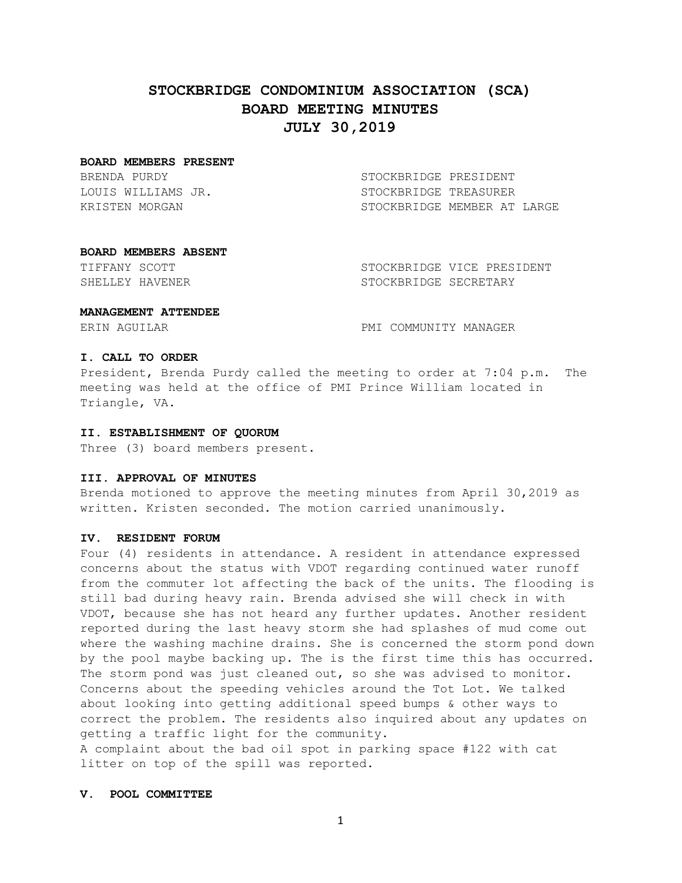# STOCKBRIDGE CONDOMINIUM ASSOCIATION (SCA)
# BOARD MEETING MINUTES
# JULY 30,2019

**BOARD MEMBERS PRESENT**

| | |
|---|---|
| BRENDA PURDY | STOCKBRIDGE PRESIDENT |
| LOUIS WILLIAMS JR. | STOCKBRIDGE TREASURER |
| KRISTEN MORGAN | STOCKBRIDGE MEMBER AT LARGE |

**BOARD MEMBERS ABSENT**

| | |
|---|---|
| TIFFANY SCOTT | STOCKBRIDGE VICE PRESIDENT |
| SHELLEY HAVENER | STOCKBRIDGE SECRETARY |

**MANAGEMENT ATTENDEE**

| | |
|---|---|
| ERIN AGUILAR | PMI COMMUNITY MANAGER |

**I. CALL TO ORDER**

President, Brenda Purdy called the meeting to order at 7:04 p.m. The meeting was held at the office of PMI Prince William located in Triangle, VA.

**II. ESTABLISHMENT OF QUORUM**

Three (3) board members present.

**III. APPROVAL OF MINUTES**

Brenda motioned to approve the meeting minutes from April 30,2019 as written. Kristen seconded. The motion carried unanimously.

**IV. RESIDENT FORUM**

Four (4) residents in attendance. A resident in attendance expressed concerns about the status with VDOT regarding continued water runoff from the commuter lot affecting the back of the units. The flooding is still bad during heavy rain. Brenda advised she will check in with VDOT, because she has not heard any further updates. Another resident reported during the last heavy storm she had splashes of mud come out where the washing machine drains. She is concerned the storm pond down by the pool maybe backing up. The is the first time this has occurred. The storm pond was just cleaned out, so she was advised to monitor. Concerns about the speeding vehicles around the Tot Lot. We talked about looking into getting additional speed bumps & other ways to correct the problem. The residents also inquired about any updates on getting a traffic light for the community.

A complaint about the bad oil spot in parking space #122 with cat litter on top of the spill was reported.

**V. POOL COMMITTEE**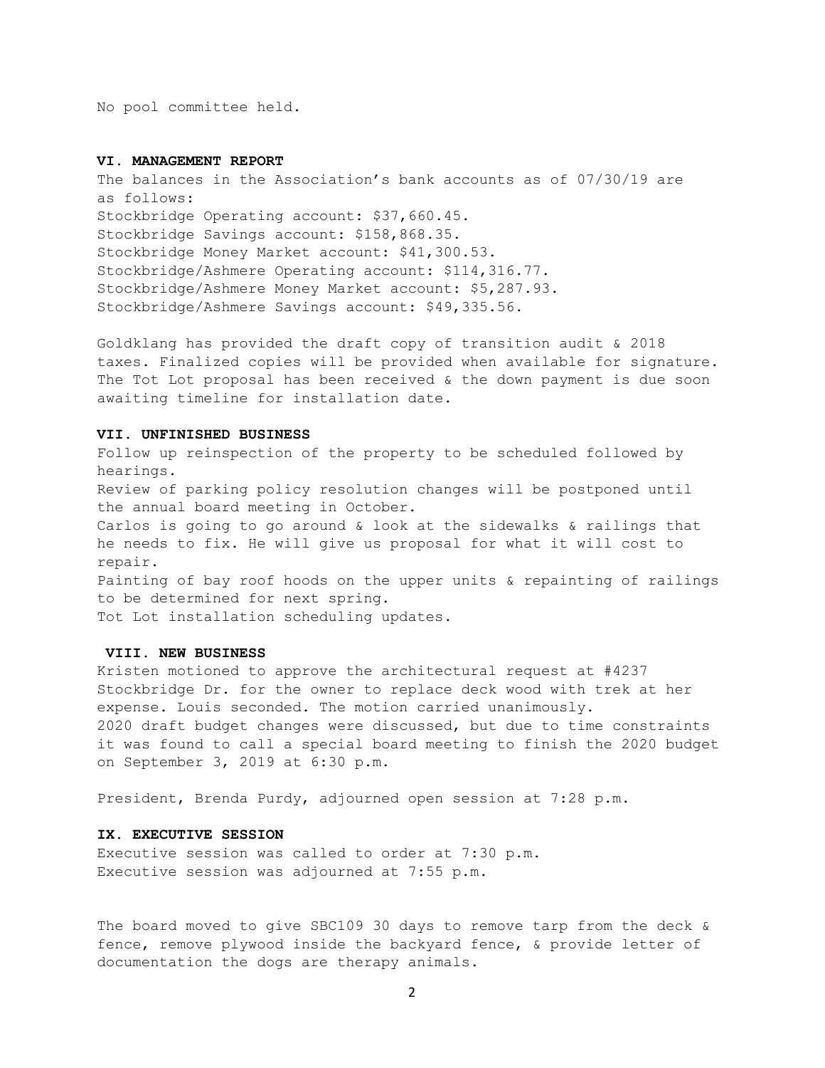No pool committee held.

## VI. MANAGEMENT REPORT

The balances in the Association's bank accounts as of 07/30/19 are as follows:
Stockbridge Operating account: $37,660.45.
Stockbridge Savings account: $158,868.35.
Stockbridge Money Market account: $41,300.53.
Stockbridge/Ashmere Operating account: $114,316.77.
Stockbridge/Ashmere Money Market account: $5,287.93.
Stockbridge/Ashmere Savings account: $49,335.56.

Goldklang has provided the draft copy of transition audit & 2018 taxes. Finalized copies will be provided when available for signature. The Tot Lot proposal has been received & the down payment is due soon awaiting timeline for installation date.

## VII. UNFINISHED BUSINESS

Follow up reinspection of the property to be scheduled followed by hearings.
Review of parking policy resolution changes will be postponed until the annual board meeting in October.
Carlos is going to go around & look at the sidewalks & railings that he needs to fix. He will give us proposal for what it will cost to repair.
Painting of bay roof hoods on the upper units & repainting of railings to be determined for next spring.
Tot Lot installation scheduling updates.

## VIII. NEW BUSINESS

Kristen motioned to approve the architectural request at #4237 Stockbridge Dr. for the owner to replace deck wood with trek at her expense. Louis seconded. The motion carried unanimously.
2020 draft budget changes were discussed, but due to time constraints it was found to call a special board meeting to finish the 2020 budget on September 3, 2019 at 6:30 p.m.

President, Brenda Purdy, adjourned open session at 7:28 p.m.

## IX. EXECUTIVE SESSION

Executive session was called to order at 7:30 p.m.
Executive session was adjourned at 7:55 p.m.

The board moved to give SBC109 30 days to remove tarp from the deck & fence, remove plywood inside the backyard fence, & provide letter of documentation the dogs are therapy animals.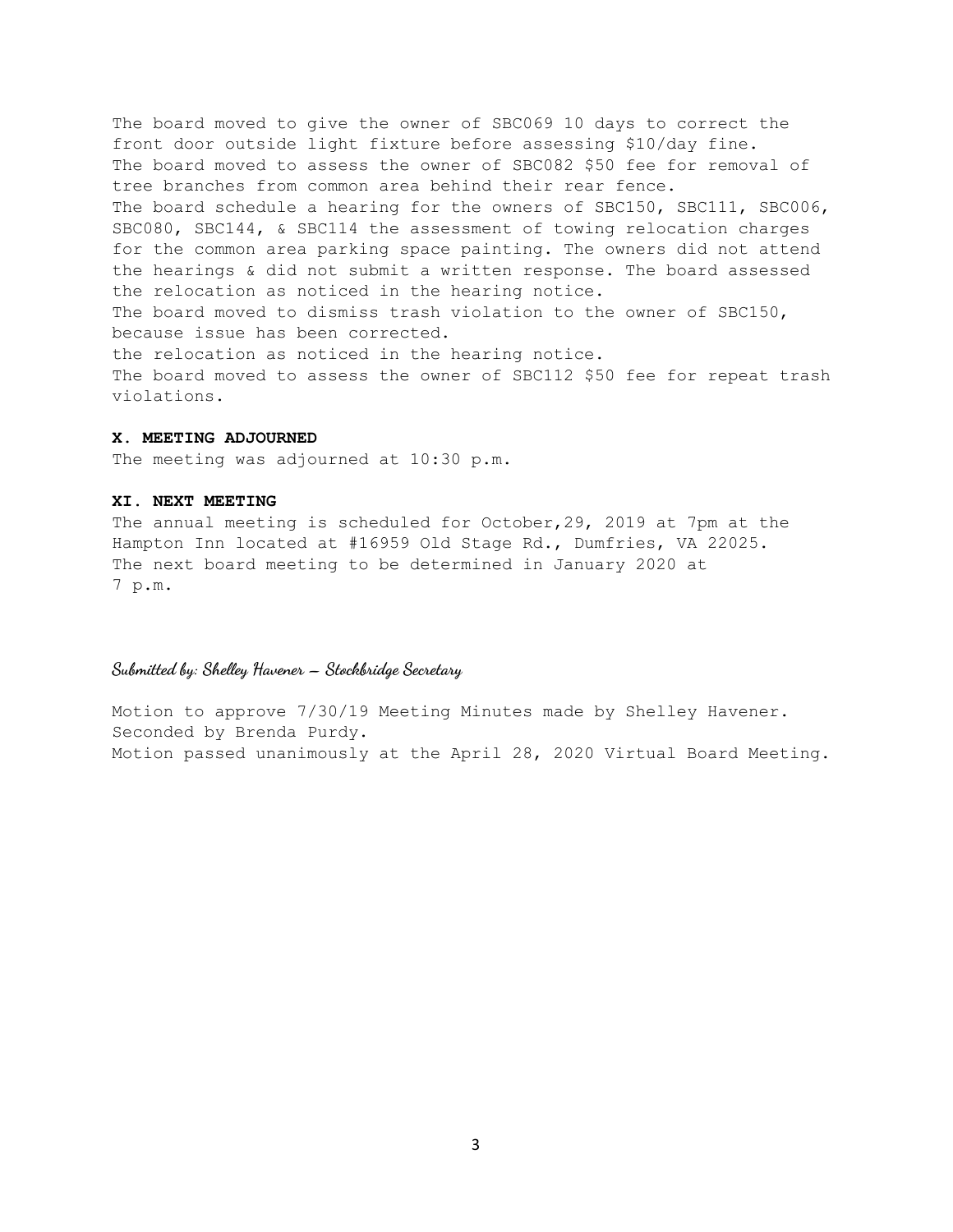The board moved to give the owner of SBC069 10 days to correct the front door outside light fixture before assessing $10/day fine.
The board moved to assess the owner of SBC082 $50 fee for removal of tree branches from common area behind their rear fence.
The board schedule a hearing for the owners of SBC150, SBC111, SBC006, SBC080, SBC144, & SBC114 the assessment of towing relocation charges for the common area parking space painting. The owners did not attend the hearings & did not submit a written response. The board assessed the relocation as noticed in the hearing notice.
The board moved to dismiss trash violation to the owner of SBC150, because issue has been corrected.
the relocation as noticed in the hearing notice.
The board moved to assess the owner of SBC112 $50 fee for repeat trash violations.

**X. MEETING ADJOURNED**

The meeting was adjourned at 10:30 p.m.

**XI. NEXT MEETING**

The annual meeting is scheduled for October,29, 2019 at 7pm at the Hampton Inn located at #16959 Old Stage Rd., Dumfries, VA 22025.
The next board meeting to be determined in January 2020 at 7 p.m.

*Submitted by: Shelley Havener – Stockbridge Secretary*

Motion to approve 7/30/19 Meeting Minutes made by Shelley Havener.
Seconded by Brenda Purdy.
Motion passed unanimously at the April 28, 2020 Virtual Board Meeting.